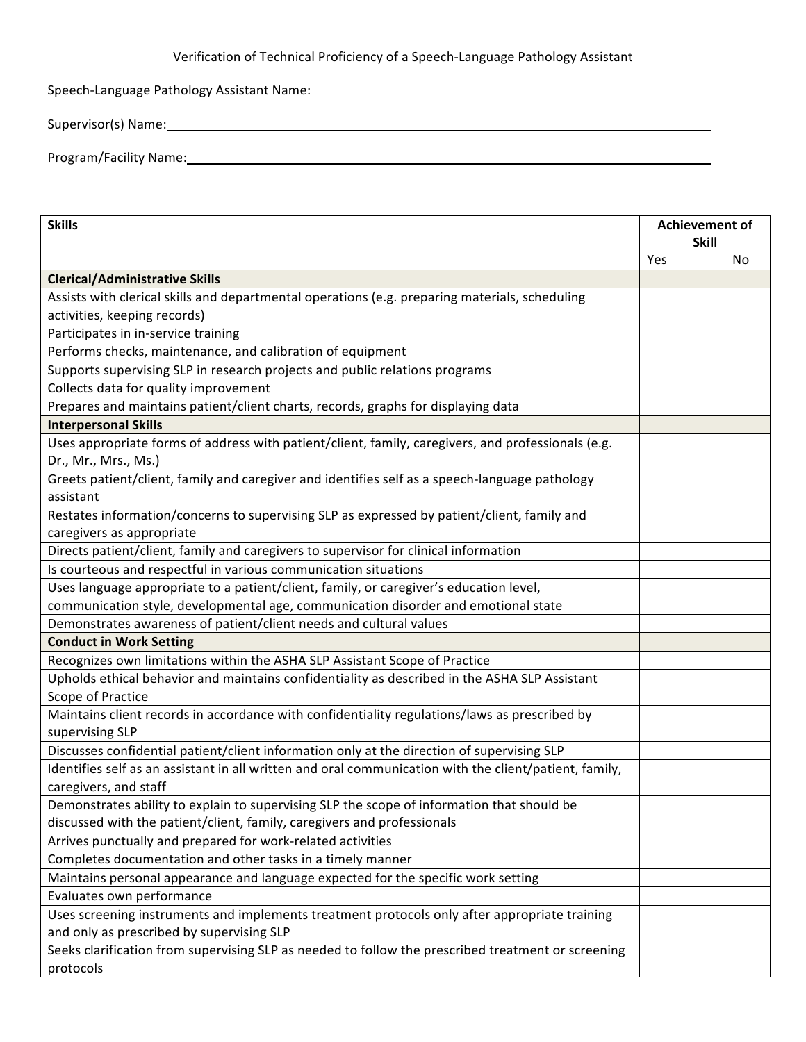Verification of Technical Proficiency of a Speech-Language Pathology Assistant

Speech-Language Pathology Assistant Name: ______________________________

Supervisor(s) Name: ______________________________

Program/Facility Name: ______________________________

| **Skills** | **Achievement of Skill** | |
|---|---|---|
| | Yes | No |
| **Clerical/Administrative Skills** | | |
| Assists with clerical skills and departmental operations (e.g. preparing materials, scheduling activities, keeping records) | | |
| Participates in in-service training | | |
| Performs checks, maintenance, and calibration of equipment | | |
| Supports supervising SLP in research projects and public relations programs | | |
| Collects data for quality improvement | | |
| Prepares and maintains patient/client charts, records, graphs for displaying data | | |
| **Interpersonal Skills** | | |
| Uses appropriate forms of address with patient/client, family, caregivers, and professionals (e.g. Dr., Mr., Mrs., Ms.) | | |
| Greets patient/client, family and caregiver and identifies self as a speech-language pathology assistant | | |
| Restates information/concerns to supervising SLP as expressed by patient/client, family and caregivers as appropriate | | |
| Directs patient/client, family and caregivers to supervisor for clinical information | | |
| Is courteous and respectful in various communication situations | | |
| Uses language appropriate to a patient/client, family, or caregiver's education level, communication style, developmental age, communication disorder and emotional state | | |
| Demonstrates awareness of patient/client needs and cultural values | | |
| **Conduct in Work Setting** | | |
| Recognizes own limitations within the ASHA SLP Assistant Scope of Practice | | |
| Upholds ethical behavior and maintains confidentiality as described in the ASHA SLP Assistant Scope of Practice | | |
| Maintains client records in accordance with confidentiality regulations/laws as prescribed by supervising SLP | | |
| Discusses confidential patient/client information only at the direction of supervising SLP | | |
| Identifies self as an assistant in all written and oral communication with the client/patient, family, caregivers, and staff | | |
| Demonstrates ability to explain to supervising SLP the scope of information that should be discussed with the patient/client, family, caregivers and professionals | | |
| Arrives punctually and prepared for work-related activities | | |
| Completes documentation and other tasks in a timely manner | | |
| Maintains personal appearance and language expected for the specific work setting | | |
| Evaluates own performance | | |
| Uses screening instruments and implements treatment protocols only after appropriate training and only as prescribed by supervising SLP | | |
| Seeks clarification from supervising SLP as needed to follow the prescribed treatment or screening protocols | | |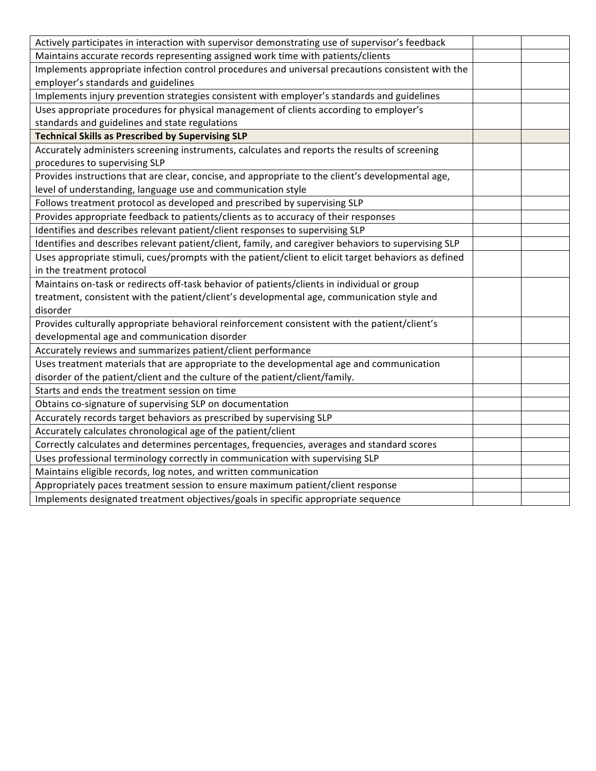| | | |
|---|---|---|
| Actively participates in interaction with supervisor demonstrating use of supervisor's feedback | | |
| Maintains accurate records representing assigned work time with patients/clients | | |
| Implements appropriate infection control procedures and universal precautions consistent with the employer's standards and guidelines | | |
| Implements injury prevention strategies consistent with employer's standards and guidelines | | |
| Uses appropriate procedures for physical management of clients according to employer's standards and guidelines and state regulations | | |
| **Technical Skills as Prescribed by Supervising SLP** | | |
| Accurately administers screening instruments, calculates and reports the results of screening procedures to supervising SLP | | |
| Provides instructions that are clear, concise, and appropriate to the client's developmental age, level of understanding, language use and communication style | | |
| Follows treatment protocol as developed and prescribed by supervising SLP | | |
| Provides appropriate feedback to patients/clients as to accuracy of their responses | | |
| Identifies and describes relevant patient/client responses to supervising SLP | | |
| Identifies and describes relevant patient/client, family, and caregiver behaviors to supervising SLP | | |
| Uses appropriate stimuli, cues/prompts with the patient/client to elicit target behaviors as defined in the treatment protocol | | |
| Maintains on-task or redirects off-task behavior of patients/clients in individual or group treatment, consistent with the patient/client's developmental age, communication style and disorder | | |
| Provides culturally appropriate behavioral reinforcement consistent with the patient/client's developmental age and communication disorder | | |
| Accurately reviews and summarizes patient/client performance | | |
| Uses treatment materials that are appropriate to the developmental age and communication disorder of the patient/client and the culture of the patient/client/family. | | |
| Starts and ends the treatment session on time | | |
| Obtains co-signature of supervising SLP on documentation | | |
| Accurately records target behaviors as prescribed by supervising SLP | | |
| Accurately calculates chronological age of the patient/client | | |
| Correctly calculates and determines percentages, frequencies, averages and standard scores | | |
| Uses professional terminology correctly in communication with supervising SLP | | |
| Maintains eligible records, log notes, and written communication | | |
| Appropriately paces treatment session to ensure maximum patient/client response | | |
| Implements designated treatment objectives/goals in specific appropriate sequence | | |